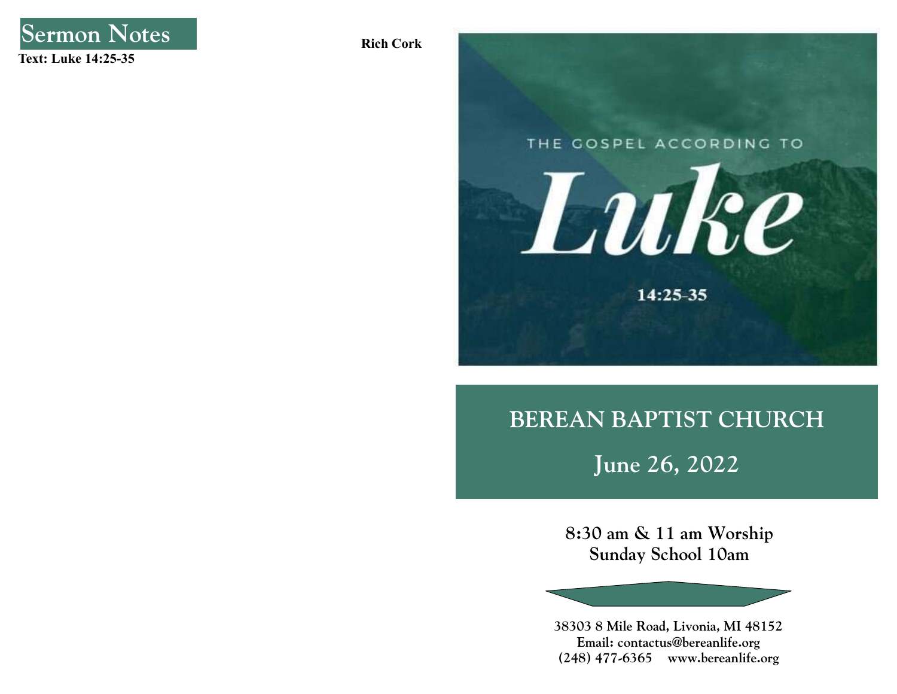## Sermon Notes

**Text: Luke 14:25-35**

**Rich Cork**

THE GOSPEL ACCORDING TO

# Luke

14:25-35

# BEREAN BAPTIST CHURCH

## June 26, 2022

**8:30 am & 11 am Worship**
**Sunday School 10am**

**38303 8 Mile Road, Livonia, MI 48152**
**Email: contactus@bereanlife.org**
**(248) 477-6365 www.bereanlife.org**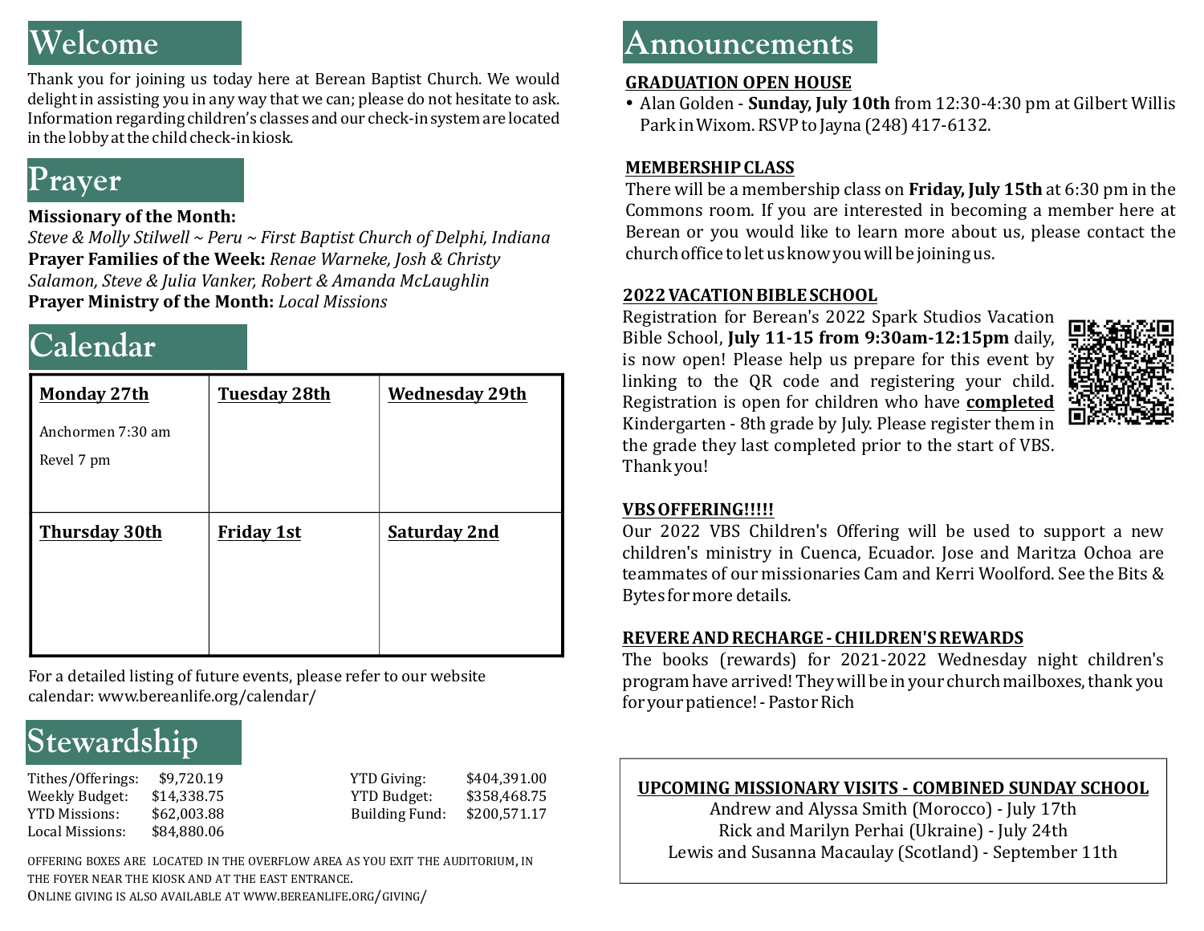# Welcome

Thank you for joining us today here at Berean Baptist Church. We would delight in assisting you in any way that we can; please do not hesitate to ask. Information regarding children's classes and our check-in system are located in the lobby at the child check-in kiosk.

# Prayer

**Missionary of the Month:**
*Steve & Molly Stilwell ~ Peru ~ First Baptist Church of Delphi, Indiana*
**Prayer Families of the Week:** *Renae Warneke, Josh & Christy Salamon, Steve & Julia Vanker, Robert & Amanda McLaughlin*
**Prayer Ministry of the Month:** *Local Missions*

# Calendar

| Monday 27th | Tuesday 28th | Wednesday 29th |
|---|---|---|
| Anchormen 7:30 am<br>Revel 7 pm | | |
| **Thursday 30th** | **Friday 1st** | **Saturday 2nd** |
| | | |

For a detailed listing of future events, please refer to our website calendar: www.bereanlife.org/calendar/

# Stewardship

| | | | |
|---|---|---|---|
| Tithes/Offerings: | $9,720.19 | YTD Giving: | $404,391.00 |
| Weekly Budget: | $14,338.75 | YTD Budget: | $358,468.75 |
| YTD Missions: | $62,003.88 | Building Fund: | $200,571.17 |
| Local Missions: | $84,880.06 | | |

Offering boxes are located in the overflow area as you exit the auditorium, in the foyer near the kiosk and at the east entrance.
Online giving is also available at www.bereanlife.org/giving/

# Announcements

**GRADUATION OPEN HOUSE**

- Alan Golden - **Sunday, July 10th** from 12:30-4:30 pm at Gilbert Willis Park in Wixom. RSVP to Jayna (248) 417-6132.

**MEMBERSHIP CLASS**

There will be a membership class on **Friday, July 15th** at 6:30 pm in the Commons room. If you are interested in becoming a member here at Berean or you would like to learn more about us, please contact the church office to let us know you will be joining us.

**2022 VACATION BIBLE SCHOOL**

Registration for Berean's 2022 Spark Studios Vacation Bible School, **July 11-15 from 9:30am-12:15pm** daily, is now open! Please help us prepare for this event by linking to the QR code and registering your child. Registration is open for children who have **completed** Kindergarten - 8th grade by July. Please register them in the grade they last completed prior to the start of VBS. Thank you!

**VBS OFFERING!!!!!**

Our 2022 VBS Children's Offering will be used to support a new children's ministry in Cuenca, Ecuador. Jose and Maritza Ochoa are teammates of our missionaries Cam and Kerri Woolford. See the Bits & Bytes for more details.

**REVERE AND RECHARGE - CHILDREN'S REWARDS**

The books (rewards) for 2021-2022 Wednesday night children's program have arrived! They will be in your church mailboxes, thank you for your patience! - Pastor Rich

**UPCOMING MISSIONARY VISITS - COMBINED SUNDAY SCHOOL**

Andrew and Alyssa Smith (Morocco) - July 17th
Rick and Marilyn Perhai (Ukraine) - July 24th
Lewis and Susanna Macaulay (Scotland) - September 11th